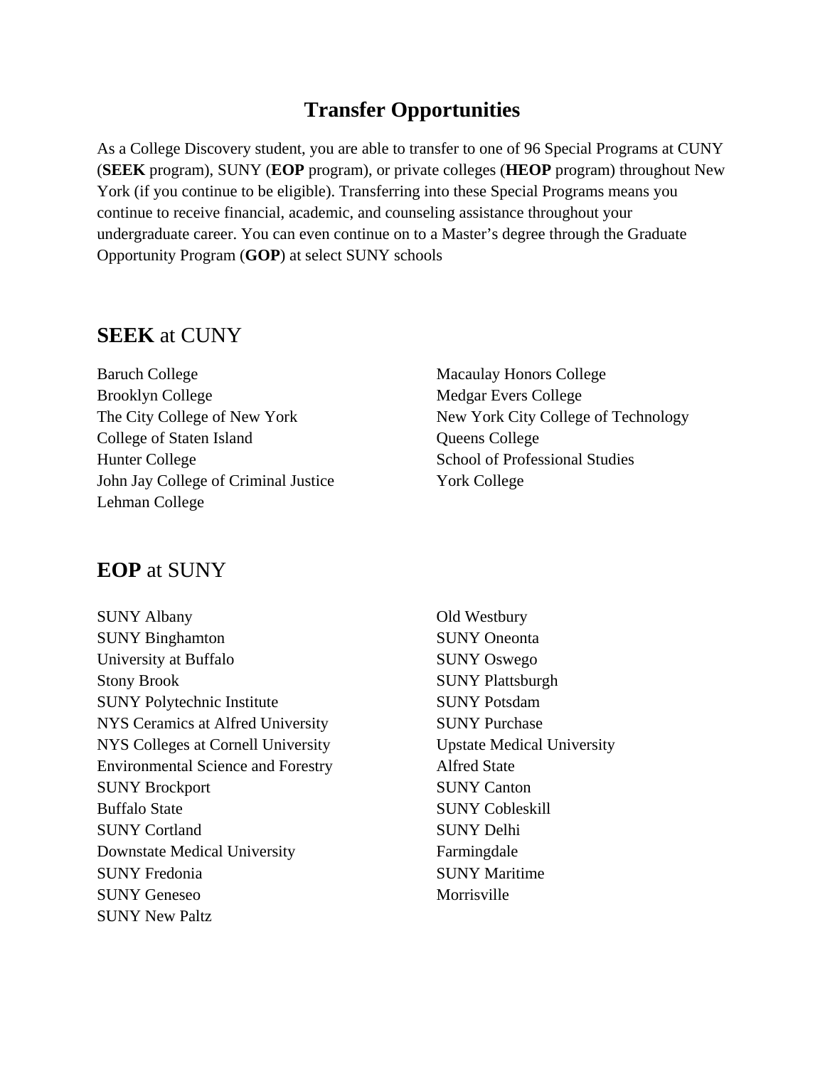# Transfer Opportunities

As a College Discovery student, you are able to transfer to one of 96 Special Programs at CUNY (**SEEK** program), SUNY (**EOP** program), or private colleges (**HEOP** program) throughout New York (if you continue to be eligible). Transferring into these Special Programs means you continue to receive financial, academic, and counseling assistance throughout your undergraduate career. You can even continue on to a Master's degree through the Graduate Opportunity Program (**GOP**) at select SUNY schools

## **SEEK** at CUNY

Baruch College
Brooklyn College
The City College of New York
College of Staten Island
Hunter College
John Jay College of Criminal Justice
Lehman College
Macaulay Honors College
Medgar Evers College
New York City College of Technology
Queens College
School of Professional Studies
York College

## **EOP** at SUNY

SUNY Albany
SUNY Binghamton
University at Buffalo
Stony Brook
SUNY Polytechnic Institute
NYS Ceramics at Alfred University
NYS Colleges at Cornell University
Environmental Science and Forestry
SUNY Brockport
Buffalo State
SUNY Cortland
Downstate Medical University
SUNY Fredonia
SUNY Geneseo
SUNY New Paltz
Old Westbury
SUNY Oneonta
SUNY Oswego
SUNY Plattsburgh
SUNY Potsdam
SUNY Purchase
Upstate Medical University
Alfred State
SUNY Canton
SUNY Cobleskill
SUNY Delhi
Farmingdale
SUNY Maritime
Morrisville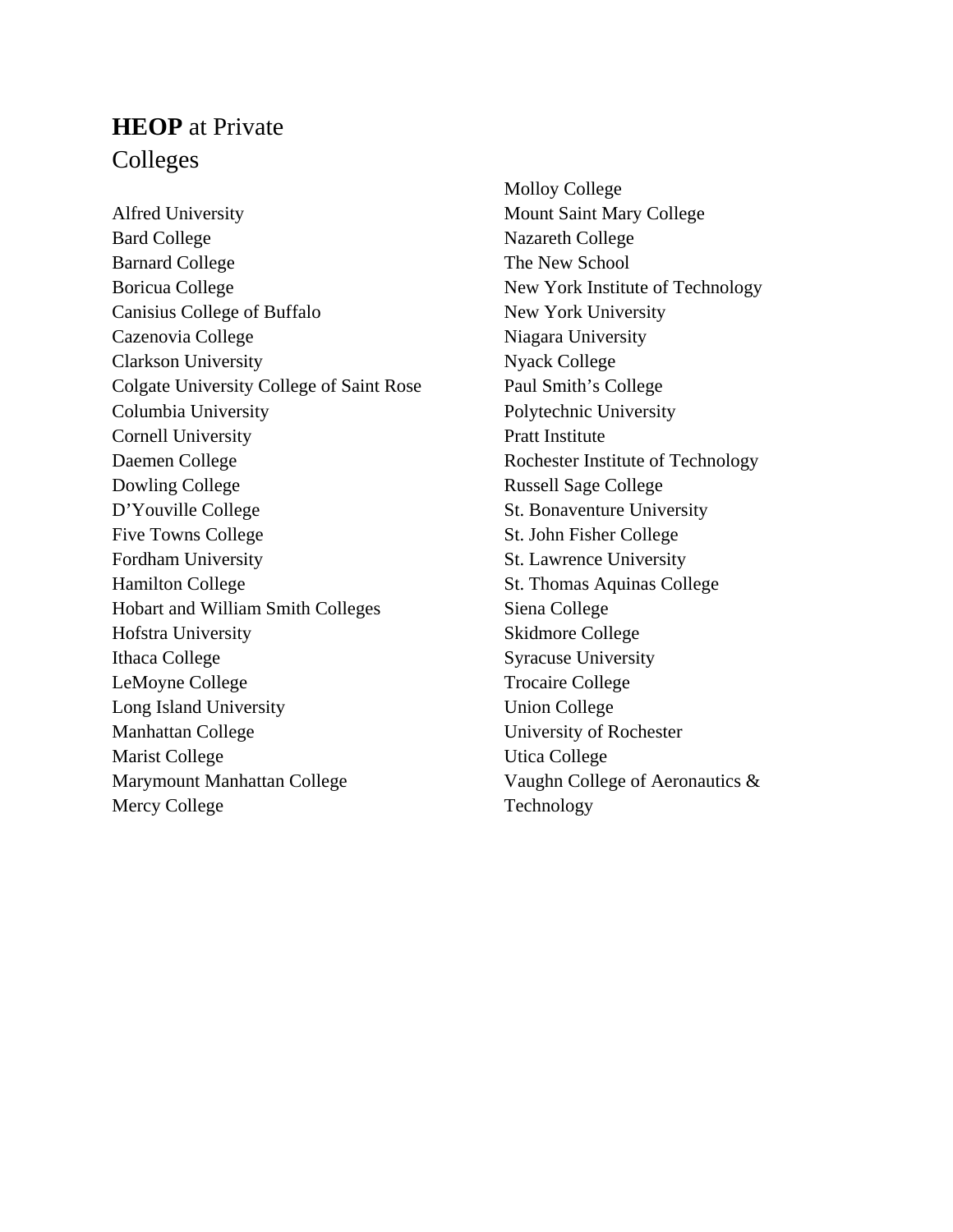## **HEOP** at Private Colleges

Alfred University
Bard College
Barnard College
Boricua College
Canisius College of Buffalo
Cazenovia College
Clarkson University
Colgate University College of Saint Rose
Columbia University
Cornell University
Daemen College
Dowling College
D'Youville College
Five Towns College
Fordham University
Hamilton College
Hobart and William Smith Colleges
Hofstra University
Ithaca College
LeMoyne College
Long Island University
Manhattan College
Marist College
Marymount Manhattan College
Mercy College
Molloy College
Mount Saint Mary College
Nazareth College
The New School
New York Institute of Technology
New York University
Niagara University
Nyack College
Paul Smith's College
Polytechnic University
Pratt Institute
Rochester Institute of Technology
Russell Sage College
St. Bonaventure University
St. John Fisher College
St. Lawrence University
St. Thomas Aquinas College
Siena College
Skidmore College
Syracuse University
Trocaire College
Union College
University of Rochester
Utica College
Vaughn College of Aeronautics & Technology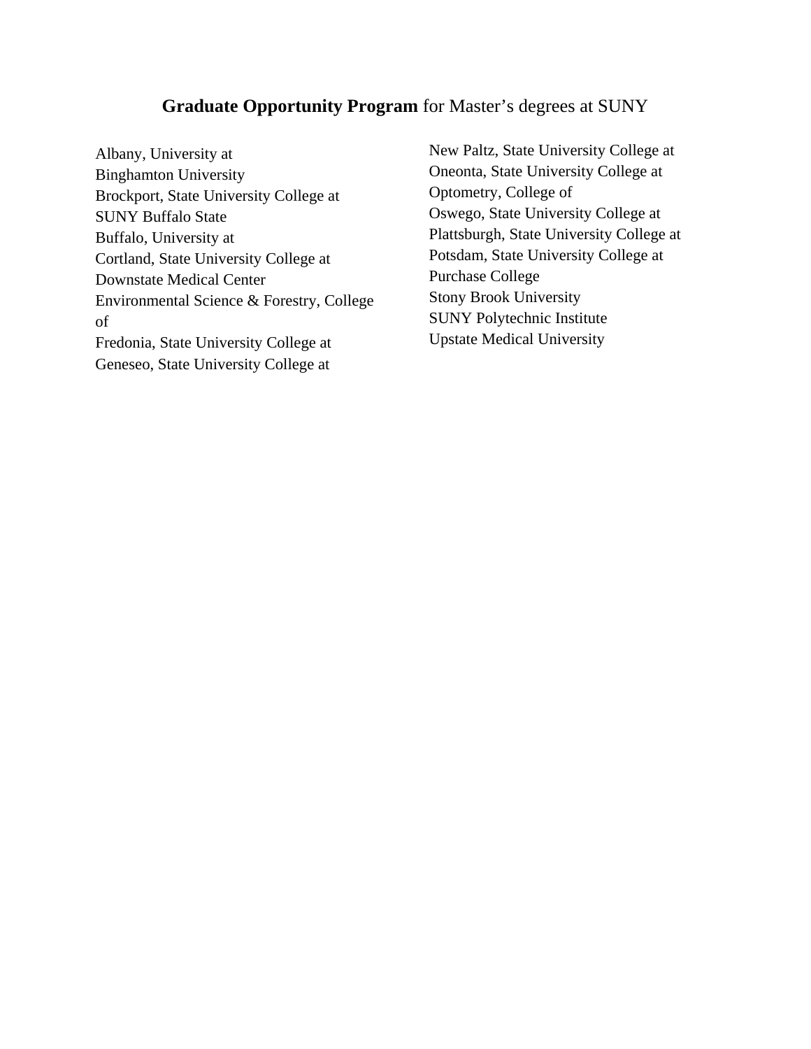**Graduate Opportunity Program** for Master’s degrees at SUNY

Albany, University at
Binghamton University
Brockport, State University College at
SUNY Buffalo State
Buffalo, University at
Cortland, State University College at
Downstate Medical Center
Environmental Science & Forestry, College of
Fredonia, State University College at
Geneseo, State University College at
New Paltz, State University College at
Oneonta, State University College at
Optometry, College of
Oswego, State University College at
Plattsburgh, State University College at
Potsdam, State University College at
Purchase College
Stony Brook University
SUNY Polytechnic Institute
Upstate Medical University